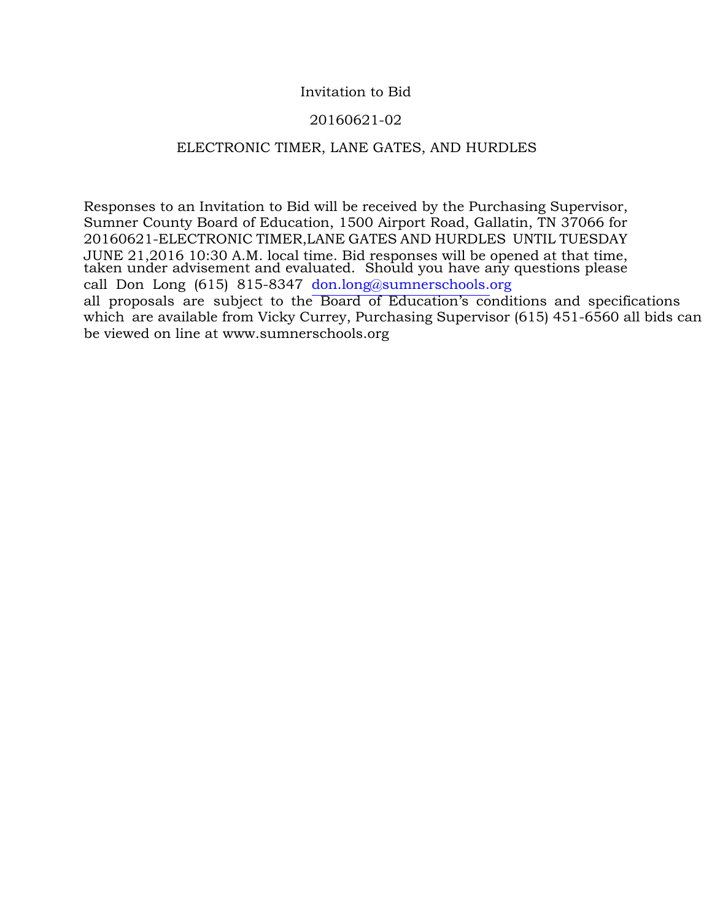Invitation to Bid

20160621-02

ELECTRONIC TIMER, LANE GATES, AND HURDLES

Responses to an Invitation to Bid will be received by the Purchasing Supervisor, Sumner County Board of Education, 1500 Airport Road, Gallatin, TN 37066 for 20160621-ELECTRONIC TIMER,LANE GATES AND HURDLES UNTIL TUESDAY JUNE 21,2016 10:30 A.M. local time. Bid responses will be opened at that time, taken under advisement and evaluated. Should you have any questions please call Don Long (615) 815-8347 don.long@sumnerschools.org all proposals are subject to the Board of Education's conditions and specifications which are available from Vicky Currey, Purchasing Supervisor (615) 451-6560 all bids can be viewed on line at www.sumnerschools.org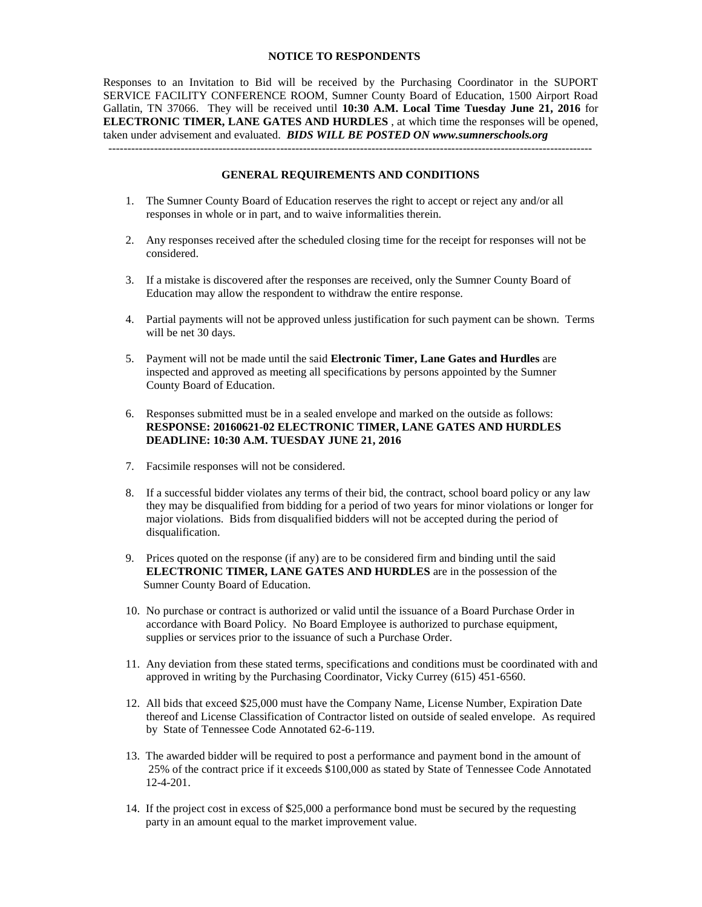**NOTICE TO RESPONDENTS**

Responses to an Invitation to Bid will be received by the Purchasing Coordinator in the SUPORT SERVICE FACILITY CONFERENCE ROOM, Sumner County Board of Education, 1500 Airport Road Gallatin, TN 37066. They will be received until **10:30 A.M. Local Time Tuesday June 21, 2016** for **ELECTRONIC TIMER, LANE GATES AND HURDLES** , at which time the responses will be opened, taken under advisement and evaluated. ***BIDS WILL BE POSTED ON www.sumnerschools.org***

---

**GENERAL REQUIREMENTS AND CONDITIONS**

1. The Sumner County Board of Education reserves the right to accept or reject any and/or all responses in whole or in part, and to waive informalities therein.

2. Any responses received after the scheduled closing time for the receipt for responses will not be considered.

3. If a mistake is discovered after the responses are received, only the Sumner County Board of Education may allow the respondent to withdraw the entire response.

4. Partial payments will not be approved unless justification for such payment can be shown. Terms will be net 30 days.

5. Payment will not be made until the said **Electronic Timer, Lane Gates and Hurdles** are inspected and approved as meeting all specifications by persons appointed by the Sumner County Board of Education.

6. Responses submitted must be in a sealed envelope and marked on the outside as follows: **RESPONSE: 20160621-02 ELECTRONIC TIMER, LANE GATES AND HURDLES DEADLINE: 10:30 A.M. TUESDAY JUNE 21, 2016**

7. Facsimile responses will not be considered.

8. If a successful bidder violates any terms of their bid, the contract, school board policy or any law they may be disqualified from bidding for a period of two years for minor violations or longer for major violations. Bids from disqualified bidders will not be accepted during the period of disqualification.

9. Prices quoted on the response (if any) are to be considered firm and binding until the said **ELECTRONIC TIMER, LANE GATES AND HURDLES** are in the possession of the Sumner County Board of Education.

10. No purchase or contract is authorized or valid until the issuance of a Board Purchase Order in accordance with Board Policy. No Board Employee is authorized to purchase equipment, supplies or services prior to the issuance of such a Purchase Order.

11. Any deviation from these stated terms, specifications and conditions must be coordinated with and approved in writing by the Purchasing Coordinator, Vicky Currey (615) 451-6560.

12. All bids that exceed $25,000 must have the Company Name, License Number, Expiration Date thereof and License Classification of Contractor listed on outside of sealed envelope. As required by State of Tennessee Code Annotated 62-6-119.

13. The awarded bidder will be required to post a performance and payment bond in the amount of 25% of the contract price if it exceeds $100,000 as stated by State of Tennessee Code Annotated 12-4-201.

14. If the project cost in excess of $25,000 a performance bond must be secured by the requesting party in an amount equal to the market improvement value.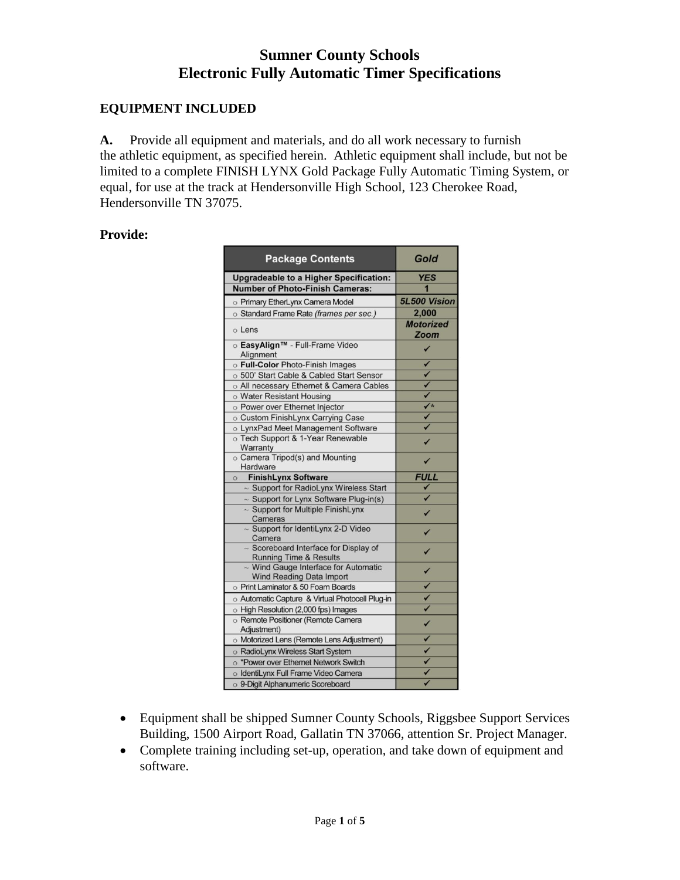# Sumner County Schools
# Electronic Fully Automatic Timer Specifications

### EQUIPMENT INCLUDED

**A.** Provide all equipment and materials, and do all work necessary to furnish the athletic equipment, as specified herein. Athletic equipment shall include, but not be limited to a complete FINISH LYNX Gold Package Fully Automatic Timing System, or equal, for use at the track at Hendersonville High School, 123 Cherokee Road, Hendersonville TN 37075.

**Provide:**

| Package Contents | Gold |
|---|---|
| **Upgradeable to a Higher Specification:** | ***YES*** |
| **Number of Photo-Finish Cameras:** | **1** |
| ○ Primary EtherLynx Camera Model | ***5L500 Vision*** |
| ○ Standard Frame Rate *(frames per sec.)* | **2,000** |
| ○ Lens | ***Motorized Zoom*** |
| ○ **EasyAlign™** - Full-Frame Video Alignment | ✓ |
| ○ **Full-Color** Photo-Finish Images | ✓ |
| ○ 500' Start Cable & Cabled Start Sensor | ✓ |
| ○ All necessary Ethernet & Camera Cables | ✓ |
| ○ Water Resistant Housing | ✓ |
| ○ Power over Ethernet Injector | ✓* |
| ○ Custom FinishLynx Carrying Case | ✓ |
| ○ LynxPad Meet Management Software | ✓ |
| ○ Tech Support & 1-Year Renewable Warranty | ✓ |
| ○ Camera Tripod(s) and Mounting Hardware | ✓ |
| ○ **FinishLynx Software** | ***FULL*** |
| ~ Support for RadioLynx Wireless Start | ✓ |
| ~ Support for Lynx Software Plug-in(s) | ✓ |
| ~ Support for Multiple FinishLynx Cameras | ✓ |
| ~ Support for IdentiLynx 2-D Video Camera | ✓ |
| ~ Scoreboard Interface for Display of Running Time & Results | ✓ |
| ~ Wind Gauge Interface for Automatic Wind Reading Data Import | ✓ |
| ○ Print Laminator & 50 Foam Boards | ✓ |
| ○ Automatic Capture & Virtual Photocell Plug-in | ✓ |
| ○ High Resolution (2,000 fps) Images | ✓ |
| ○ Remote Positioner (Remote Camera Adjustment) | ✓ |
| ○ Motorized Lens (Remote Lens Adjustment) | ✓ |
| ○ RadioLynx Wireless Start System | ✓ |
| ○ *Power over Ethernet Network Switch | ✓ |
| ○ IdentiLynx Full Frame Video Camera | ✓ |
| ○ 9-Digit Alphanumeric Scoreboard | ✓ |

- Equipment shall be shipped Sumner County Schools, Riggsbee Support Services Building, 1500 Airport Road, Gallatin TN 37066, attention Sr. Project Manager.
- Complete training including set-up, operation, and take down of equipment and software.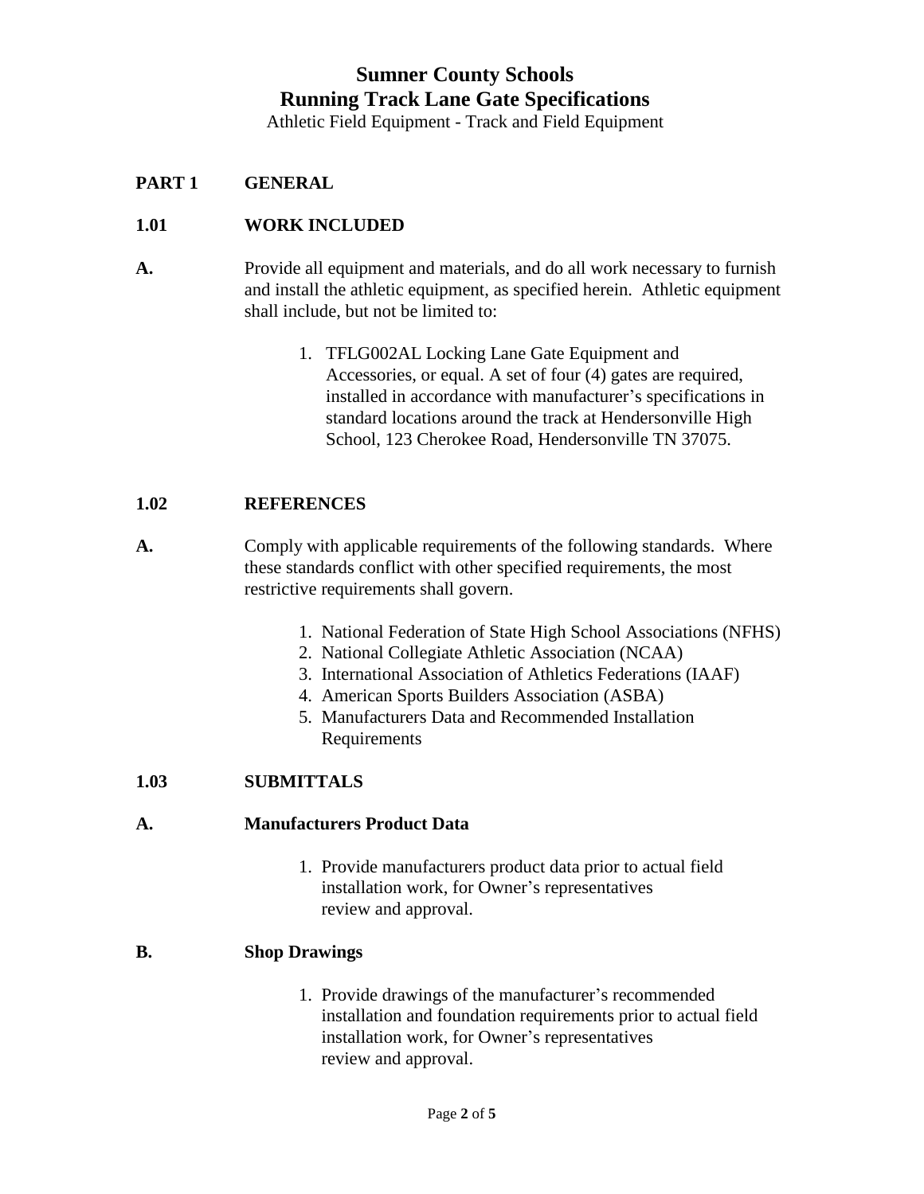# Sumner County Schools
# Running Track Lane Gate Specifications

Athletic Field Equipment - Track and Field Equipment

## PART 1 GENERAL

### 1.01 WORK INCLUDED

**A.** Provide all equipment and materials, and do all work necessary to furnish and install the athletic equipment, as specified herein. Athletic equipment shall include, but not be limited to:

1. TFLG002AL Locking Lane Gate Equipment and Accessories, or equal. A set of four (4) gates are required, installed in accordance with manufacturer's specifications in standard locations around the track at Hendersonville High School, 123 Cherokee Road, Hendersonville TN 37075.

### 1.02 REFERENCES

**A.** Comply with applicable requirements of the following standards. Where these standards conflict with other specified requirements, the most restrictive requirements shall govern.

1. National Federation of State High School Associations (NFHS)
2. National Collegiate Athletic Association (NCAA)
3. International Association of Athletics Federations (IAAF)
4. American Sports Builders Association (ASBA)
5. Manufacturers Data and Recommended Installation Requirements

### 1.03 SUBMITTALS

**A. Manufacturers Product Data**

1. Provide manufacturers product data prior to actual field installation work, for Owner's representatives review and approval.

**B. Shop Drawings**

1. Provide drawings of the manufacturer's recommended installation and foundation requirements prior to actual field installation work, for Owner's representatives review and approval.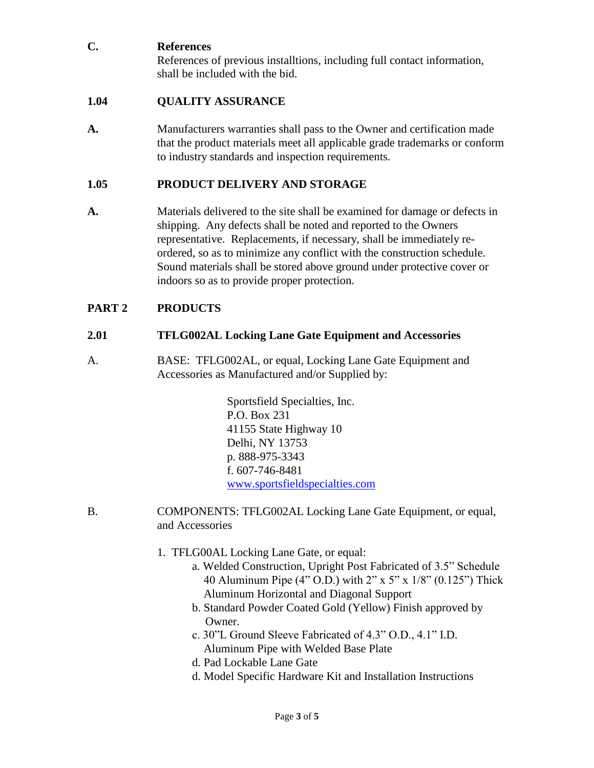**C. References**

References of previous installtions, including full contact information, shall be included with the bid.

## 1.04 QUALITY ASSURANCE

**A.** Manufacturers warranties shall pass to the Owner and certification made that the product materials meet all applicable grade trademarks or conform to industry standards and inspection requirements.

## 1.05 PRODUCT DELIVERY AND STORAGE

**A.** Materials delivered to the site shall be examined for damage or defects in shipping. Any defects shall be noted and reported to the Owners representative. Replacements, if necessary, shall be immediately re-ordered, so as to minimize any conflict with the construction schedule. Sound materials shall be stored above ground under protective cover or indoors so as to provide proper protection.

# PART 2 PRODUCTS

## 2.01 TFLG002AL Locking Lane Gate Equipment and Accessories

A. BASE: TFLG002AL, or equal, Locking Lane Gate Equipment and Accessories as Manufactured and/or Supplied by:

Sportsfield Specialties, Inc.
P.O. Box 231
41155 State Highway 10
Delhi, NY 13753
p. 888-975-3343
f. 607-746-8481
[www.sportsfieldspecialties.com](www.sportsfieldspecialties.com)

B. COMPONENTS: TFLG002AL Locking Lane Gate Equipment, or equal, and Accessories

1. TFLG00AL Locking Lane Gate, or equal:
   a. Welded Construction, Upright Post Fabricated of 3.5” Schedule 40 Aluminum Pipe (4” O.D.) with 2” x 5” x 1/8” (0.125”) Thick Aluminum Horizontal and Diagonal Support
   b. Standard Powder Coated Gold (Yellow) Finish approved by Owner.
   c. 30”L Ground Sleeve Fabricated of 4.3” O.D., 4.1” I.D. Aluminum Pipe with Welded Base Plate
   d. Pad Lockable Lane Gate
   d. Model Specific Hardware Kit and Installation Instructions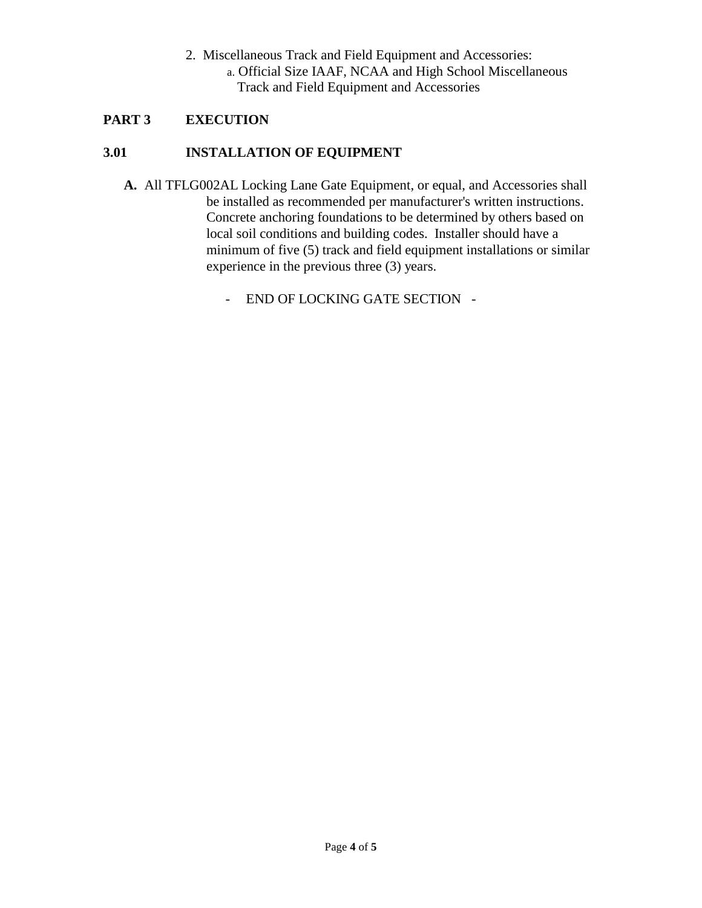2. Miscellaneous Track and Field Equipment and Accessories:
   a. Official Size IAAF, NCAA and High School Miscellaneous Track and Field Equipment and Accessories

## PART 3 EXECUTION

### 3.01 INSTALLATION OF EQUIPMENT

**A.** All TFLG002AL Locking Lane Gate Equipment, or equal, and Accessories shall be installed as recommended per manufacturer's written instructions. Concrete anchoring foundations to be determined by others based on local soil conditions and building codes. Installer should have a minimum of five (5) track and field equipment installations or similar experience in the previous three (3) years.

\- END OF LOCKING GATE SECTION -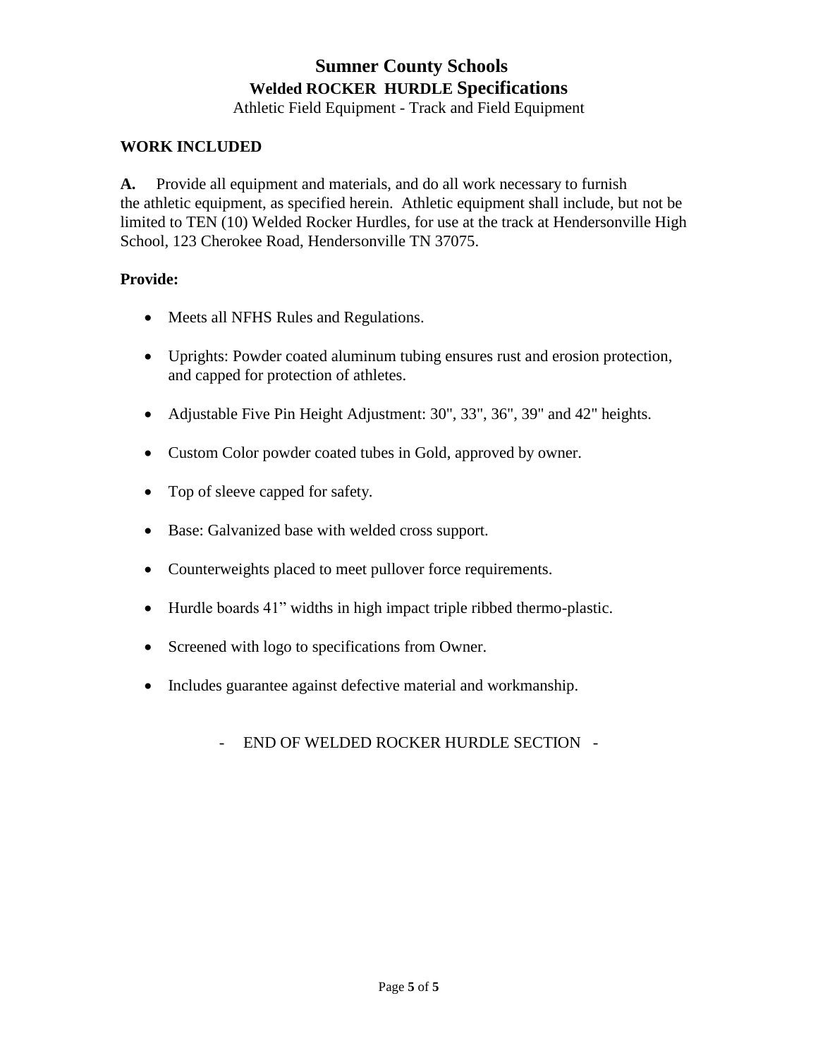# Sumner County Schools

## Welded ROCKER HURDLE Specifications

Athletic Field Equipment - Track and Field Equipment

**WORK INCLUDED**

**A.** Provide all equipment and materials, and do all work necessary to furnish the athletic equipment, as specified herein. Athletic equipment shall include, but not be limited to TEN (10) Welded Rocker Hurdles, for use at the track at Hendersonville High School, 123 Cherokee Road, Hendersonville TN 37075.

**Provide:**

- Meets all NFHS Rules and Regulations.
- Uprights: Powder coated aluminum tubing ensures rust and erosion protection, and capped for protection of athletes.
- Adjustable Five Pin Height Adjustment: 30", 33", 36", 39" and 42" heights.
- Custom Color powder coated tubes in Gold, approved by owner.
- Top of sleeve capped for safety.
- Base: Galvanized base with welded cross support.
- Counterweights placed to meet pullover force requirements.
- Hurdle boards 41" widths in high impact triple ribbed thermo-plastic.
- Screened with logo to specifications from Owner.
- Includes guarantee against defective material and workmanship.

\- END OF WELDED ROCKER HURDLE SECTION -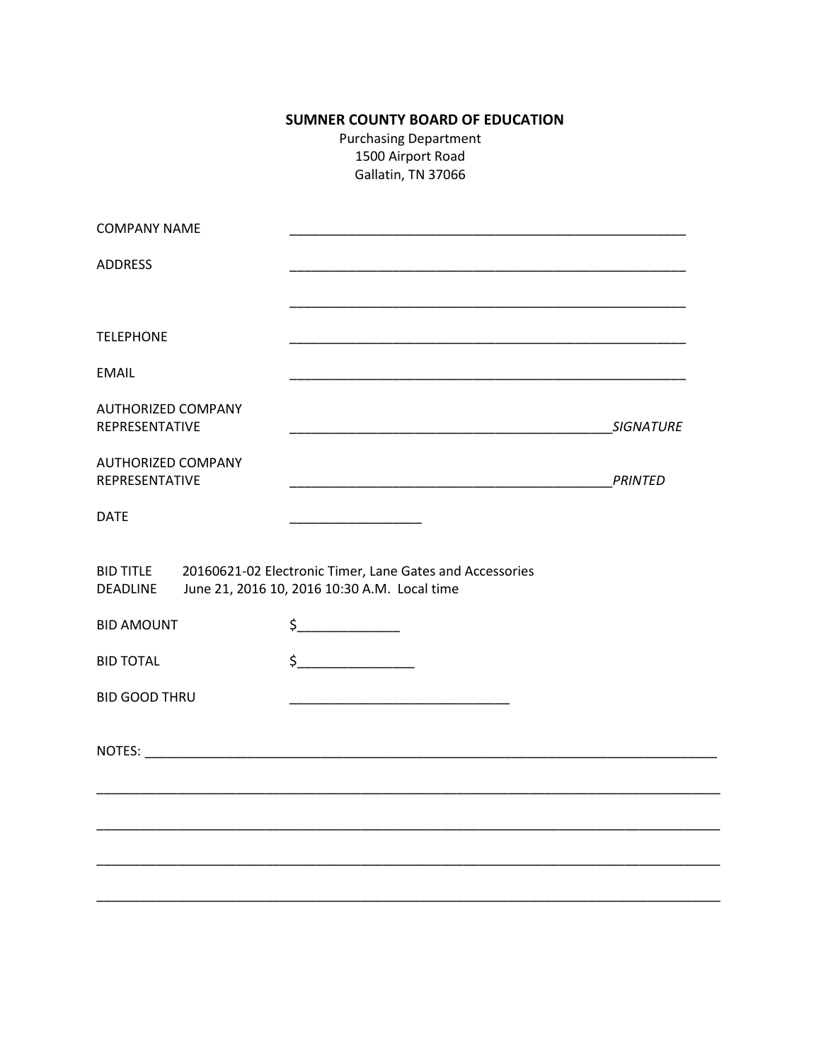**SUMNER COUNTY BOARD OF EDUCATION**

Purchasing Department
1500 Airport Road
Gallatin, TN 37066

COMPANY NAME _______________________________________________________

ADDRESS _______________________________________________________

_______________________________________________________

TELEPHONE _______________________________________________________

EMAIL _______________________________________________________

AUTHORIZED COMPANY REPRESENTATIVE ____________________________________________*SIGNATURE*

AUTHORIZED COMPANY REPRESENTATIVE ____________________________________________*PRINTED*

DATE __________________

BID TITLE 20160621-02 Electronic Timer, Lane Gates and Accessories
DEADLINE June 21, 2016 10, 2016 10:30 A.M. Local time

BID AMOUNT $______________

BID TOTAL $________________

BID GOOD THRU ______________________________

NOTES: _______________________________________________________________________________

_______________________________________________________________________________________

_______________________________________________________________________________________

_______________________________________________________________________________________

_______________________________________________________________________________________